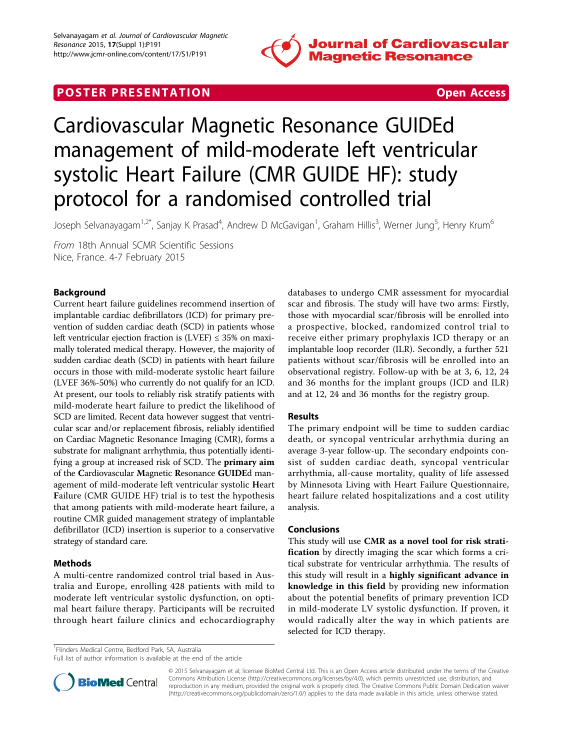POSTER PRESENTATION Open Access

# Cardiovascular Magnetic Resonance GUIDEd management of mild-moderate left ventricular systolic Heart Failure (CMR GUIDE HF): study protocol for a randomised controlled trial

Joseph Selvanayagam[1,2*], Sanjay K Prasad[4], Andrew D McGavigan[1], Graham Hillis[3], Werner Jung[5], Henry Krum[6]

*From* 18th Annual SCMR Scientific Sessions
Nice, France. 4-7 February 2015

## Background

Current heart failure guidelines recommend insertion of implantable cardiac defibrillators (ICD) for primary prevention of sudden cardiac death (SCD) in patients whose left ventricular ejection fraction is (LVEF) ≤ 35% on maximally tolerated medical therapy. However, the majority of sudden cardiac death (SCD) in patients with heart failure occurs in those with mild-moderate systolic heart failure (LVEF 36%-50%) who currently do not qualify for an ICD. At present, our tools to reliably risk stratify patients with mild-moderate heart failure to predict the likelihood of SCD are limited. Recent data however suggest that ventricular scar and/or replacement fibrosis, reliably identified on Cardiac Magnetic Resonance Imaging (CMR), forms a substrate for malignant arrhythmia, thus potentially identifying a group at increased risk of SCD. The **primary aim** of the **C**ardiovascular **M**agnetic **R**esonance **GUIDE**d management of mild-moderate left ventricular systolic **H**eart **F**ailure (CMR GUIDE HF) trial is to test the hypothesis that among patients with mild-moderate heart failure, a routine CMR guided management strategy of implantable defibrillator (ICD) insertion is superior to a conservative strategy of standard care.

## Methods

A multi-centre randomized control trial based in Australia and Europe, enrolling 428 patients with mild to moderate left ventricular systolic dysfunction, on optimal heart failure therapy. Participants will be recruited through heart failure clinics and echocardiography databases to undergo CMR assessment for myocardial scar and fibrosis. The study will have two arms: Firstly, those with myocardial scar/fibrosis will be enrolled into a prospective, blocked, randomized control trial to receive either primary prophylaxis ICD therapy or an implantable loop recorder (ILR). Secondly, a further 521 patients without scar/fibrosis will be enrolled into an observational registry. Follow-up with be at 3, 6, 12, 24 and 36 months for the implant groups (ICD and ILR) and at 12, 24 and 36 months for the registry group.

## Results

The primary endpoint will be time to sudden cardiac death, or syncopal ventricular arrhythmia during an average 3-year follow-up. The secondary endpoints consist of sudden cardiac death, syncopal ventricular arrhythmia, all-cause mortality, quality of life assessed by Minnesota Living with Heart Failure Questionnaire, heart failure related hospitalizations and a cost utility analysis.

## Conclusions

This study will use **CMR as a novel tool for risk stratification** by directly imaging the scar which forms a critical substrate for ventricular arrhythmia. The results of this study will result in a **highly significant advance in knowledge in this field** by providing new information about the potential benefits of primary prevention ICD in mild-moderate LV systolic dysfunction. If proven, it would radically alter the way in which patients are selected for ICD therapy.

[1]Flinders Medical Centre, Bedford Park, SA, Australia
Full list of author information is available at the end of the article

© 2015 Selvanayagam et al; licensee BioMed Central Ltd. This is an Open Access article distributed under the terms of the Creative Commons Attribution License (http://creativecommons.org/licenses/by/4.0), which permits unrestricted use, distribution, and reproduction in any medium, provided the original work is properly cited. The Creative Commons Public Domain Dedication waiver (http://creativecommons.org/publicdomain/zero/1.0/) applies to the data made available in this article, unless otherwise stated.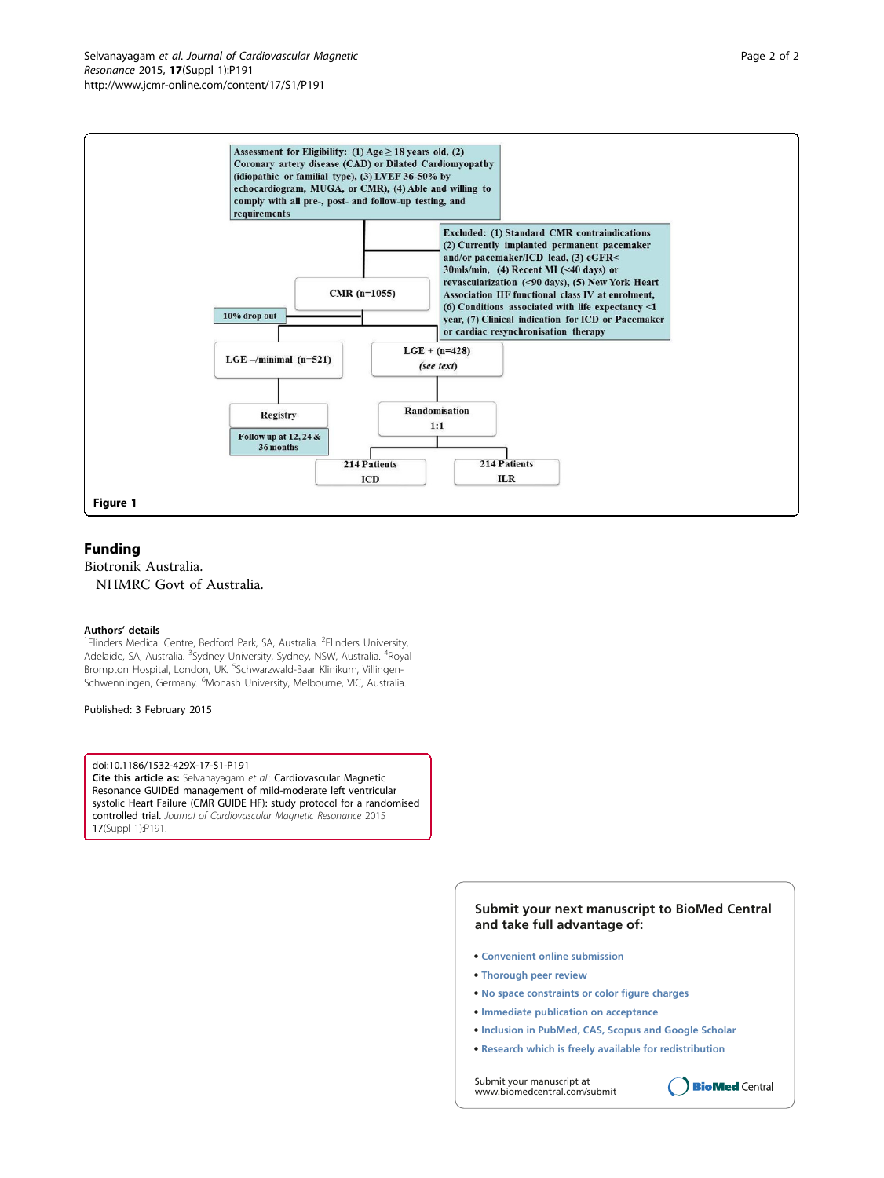Assessment for Eligibility: (1) Age ≥ 18 years old, (2) Coronary artery disease (CAD) or Dilated Cardiomyopathy (idiopathic or familial type), (3) LVEF 36-50% by echocardiogram, MUGA, or CMR), (4) Able and willing to comply with all pre-, post- and follow-up testing, and requirements

Excluded: (1) Standard CMR contraindications (2) Currently implanted permanent pacemaker and/or pacemaker/ICD lead, (3) eGFR< 30mls/min, (4) Recent MI (<40 days) or revascularization (<90 days), (5) New York Heart Association HF functional class IV at enrolment, (6) Conditions associated with life expectancy <1 year, (7) Clinical indication for ICD or Pacemaker or cardiac resynchronisation therapy

CMR (n=1055)

10% drop out

LGE –/minimal (n=521)

LGE + (n=428) *(see text)*

Registry

Follow up at 12, 24 & 36 months

Randomisation 1:1

214 Patients ICD

214 Patients ILR

**Figure 1**

## Funding

Biotronik Australia.

NHMRC Govt of Australia.

### Authors' details

[1]Flinders Medical Centre, Bedford Park, SA, Australia. [2]Flinders University, Adelaide, SA, Australia. [3]Sydney University, Sydney, NSW, Australia. [4]Royal Brompton Hospital, London, UK. [5]Schwarzwald-Baar Klinikum, Villingen-Schwenningen, Germany. [6]Monash University, Melbourne, VIC, Australia.

Published: 3 February 2015

doi:10.1186/1532-429X-17-S1-P191

**Cite this article as:** Selvanayagam *et al.*: Cardiovascular Magnetic Resonance GUIDEd management of mild-moderate left ventricular systolic Heart Failure (CMR GUIDE HF): study protocol for a randomised controlled trial. *Journal of Cardiovascular Magnetic Resonance* 2015 17(Suppl 1):P191.